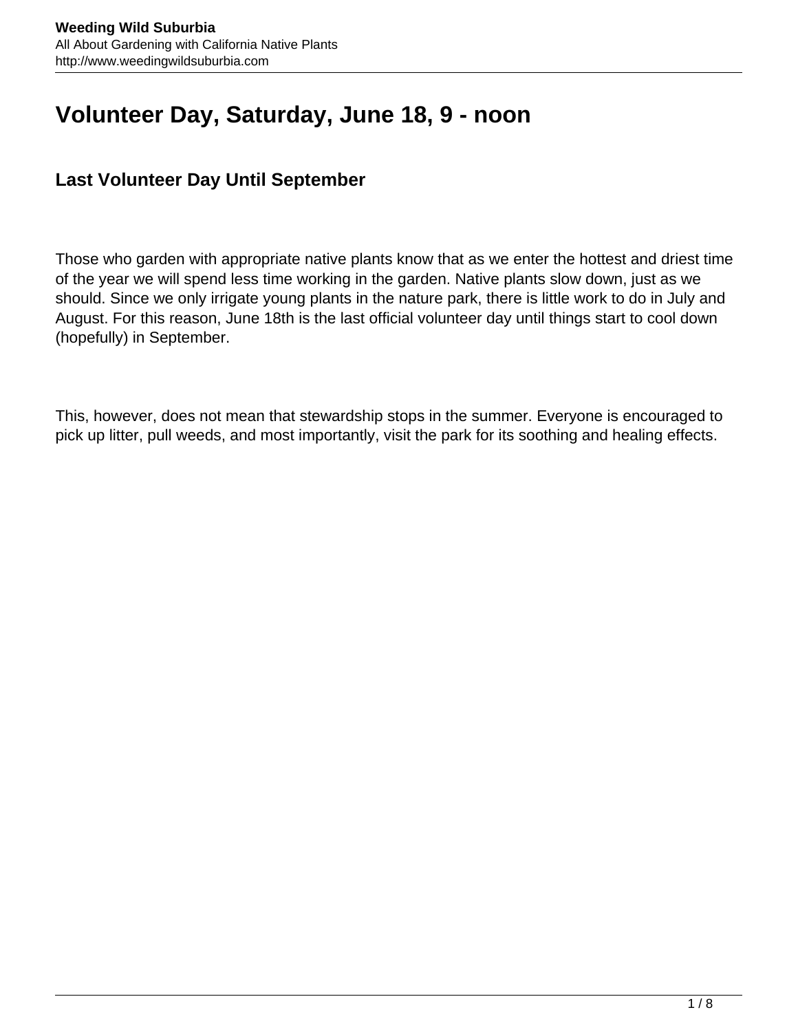# Volunteer Day, Saturday, June 18, 9 - noon

## Last Volunteer Day Until September

Those who garden with appropriate native plants know that as we enter the hottest and driest time of the year we will spend less time working in the garden. Native plants slow down, just as we should. Since we only irrigate young plants in the nature park, there is little work to do in July and August. For this reason, June 18th is the last official volunteer day until things start to cool down (hopefully) in September.

This, however, does not mean that stewardship stops in the summer. Everyone is encouraged to pick up litter, pull weeds, and most importantly, visit the park for its soothing and healing effects.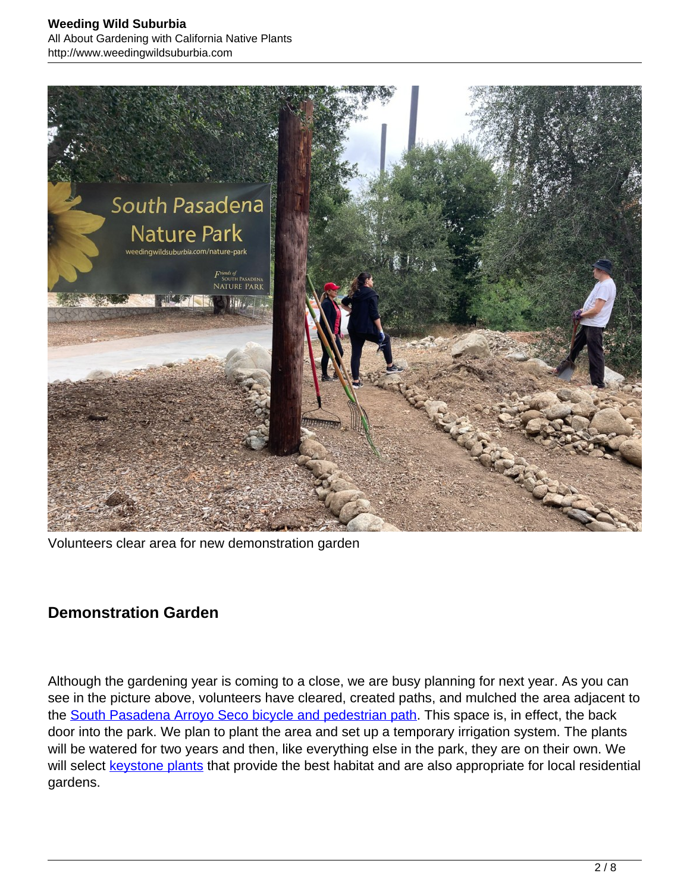Volunteers clear area for new demonstration garden

## Demonstration Garden

Although the gardening year is coming to a close, we are busy planning for next year. As you can see in the picture above, volunteers have cleared, created paths, and mulched the area adjacent to the South Pasadena Arroyo Seco bicycle and pedestrian path. This space is, in effect, the back door into the park. We plan to plant the area and set up a temporary irrigation system. The plants will be watered for two years and then, like everything else in the park, they are on their own. We will select keystone plants that provide the best habitat and are also appropriate for local residential gardens.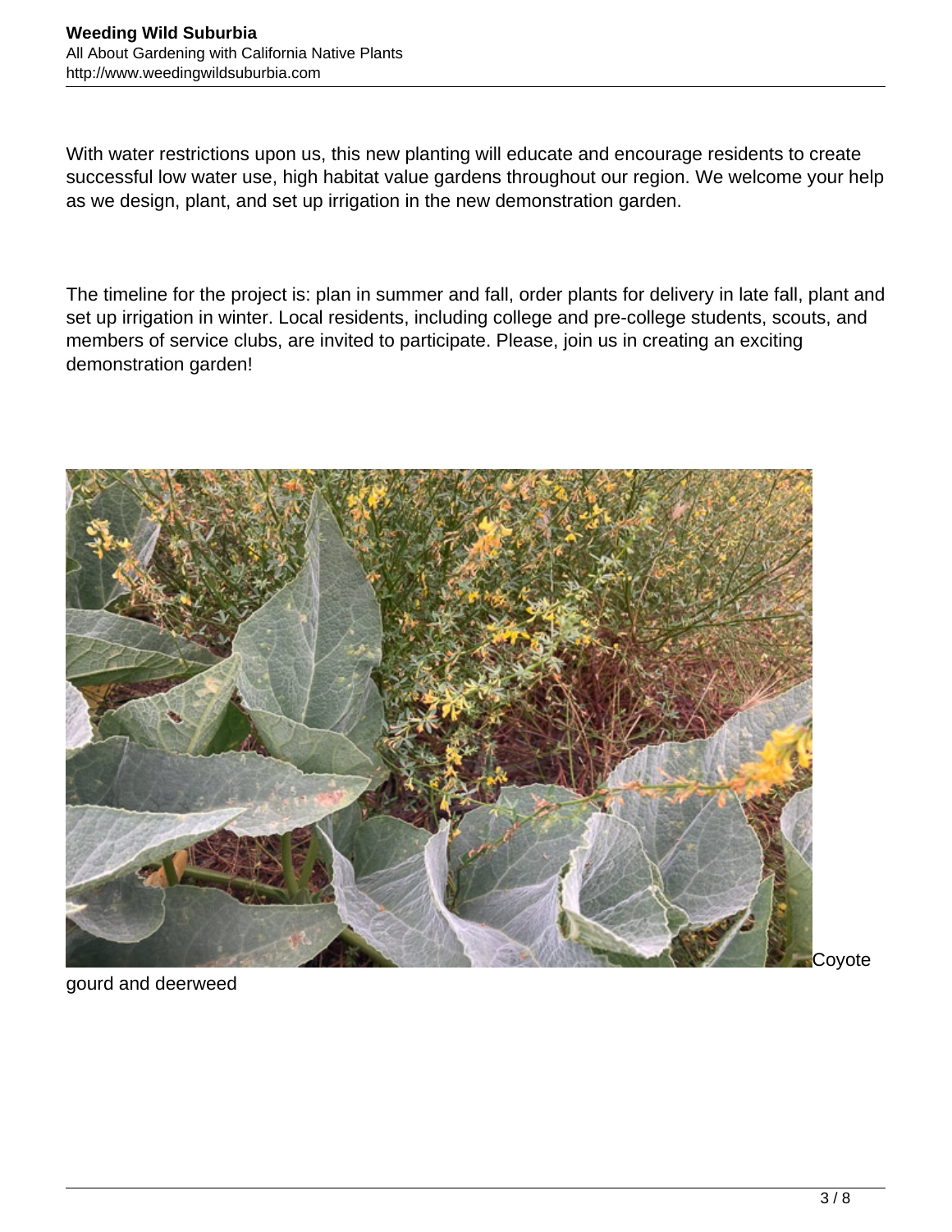With water restrictions upon us, this new planting will educate and encourage residents to create successful low water use, high habitat value gardens throughout our region. We welcome your help as we design, plant, and set up irrigation in the new demonstration garden.

The timeline for the project is: plan in summer and fall, order plants for delivery in late fall, plant and set up irrigation in winter. Local residents, including college and pre-college students, scouts, and members of service clubs, are invited to participate. Please, join us in creating an exciting demonstration garden!

Coyote gourd and deerweed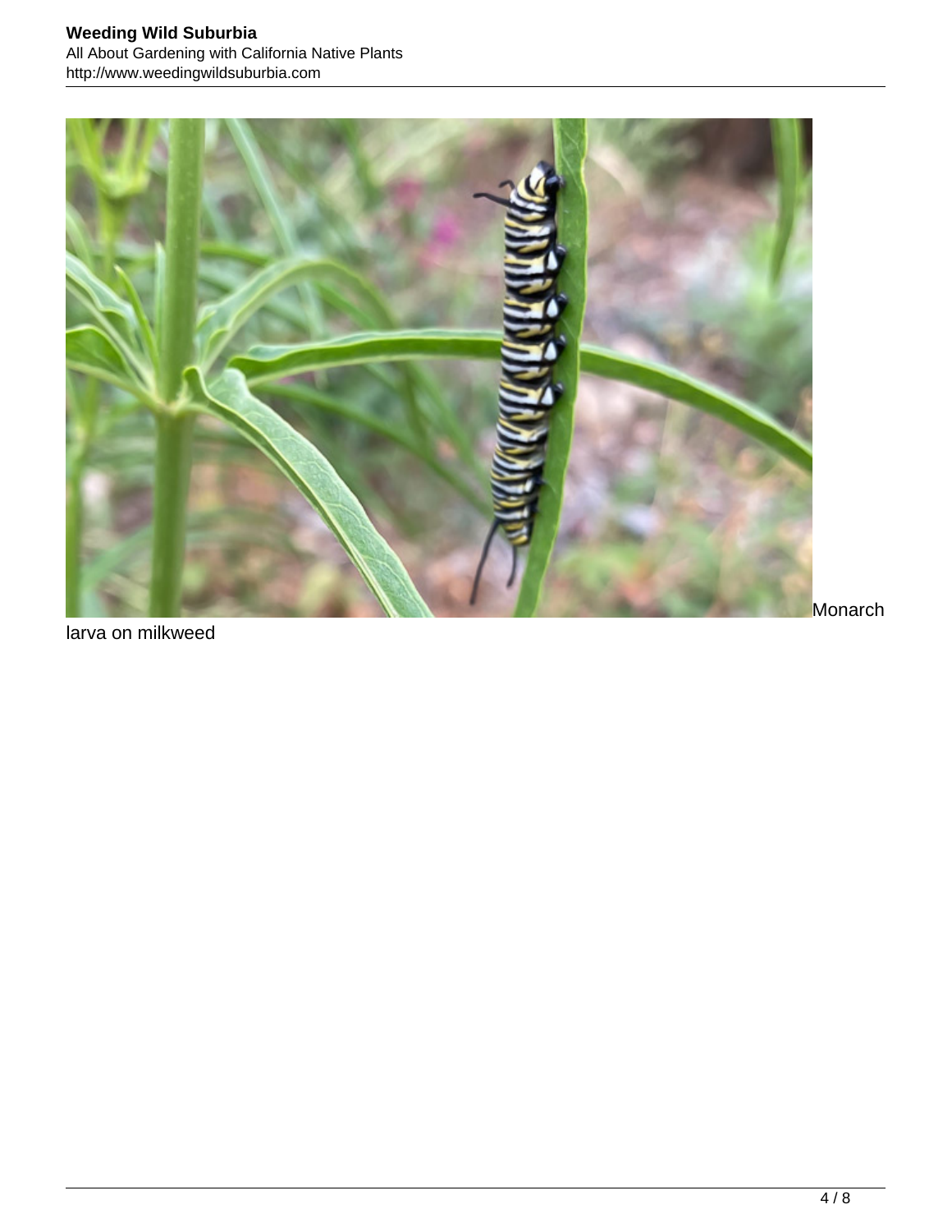Monarch larva on milkweed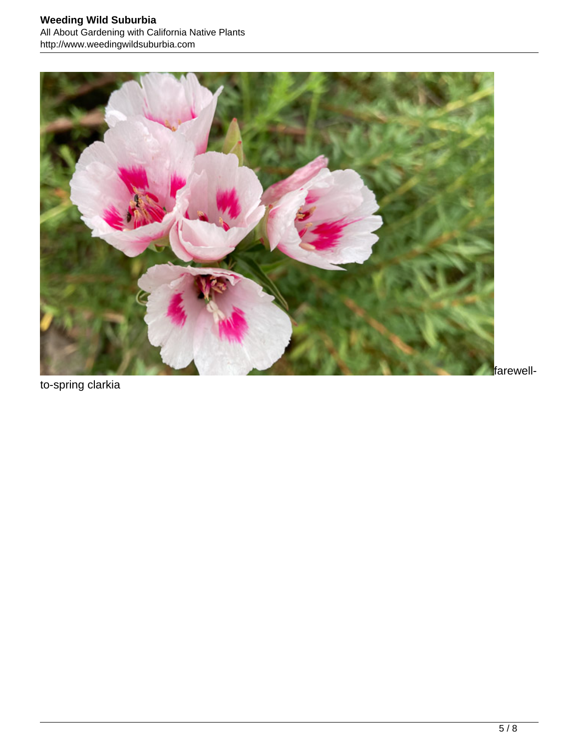farewell-to-spring clarkia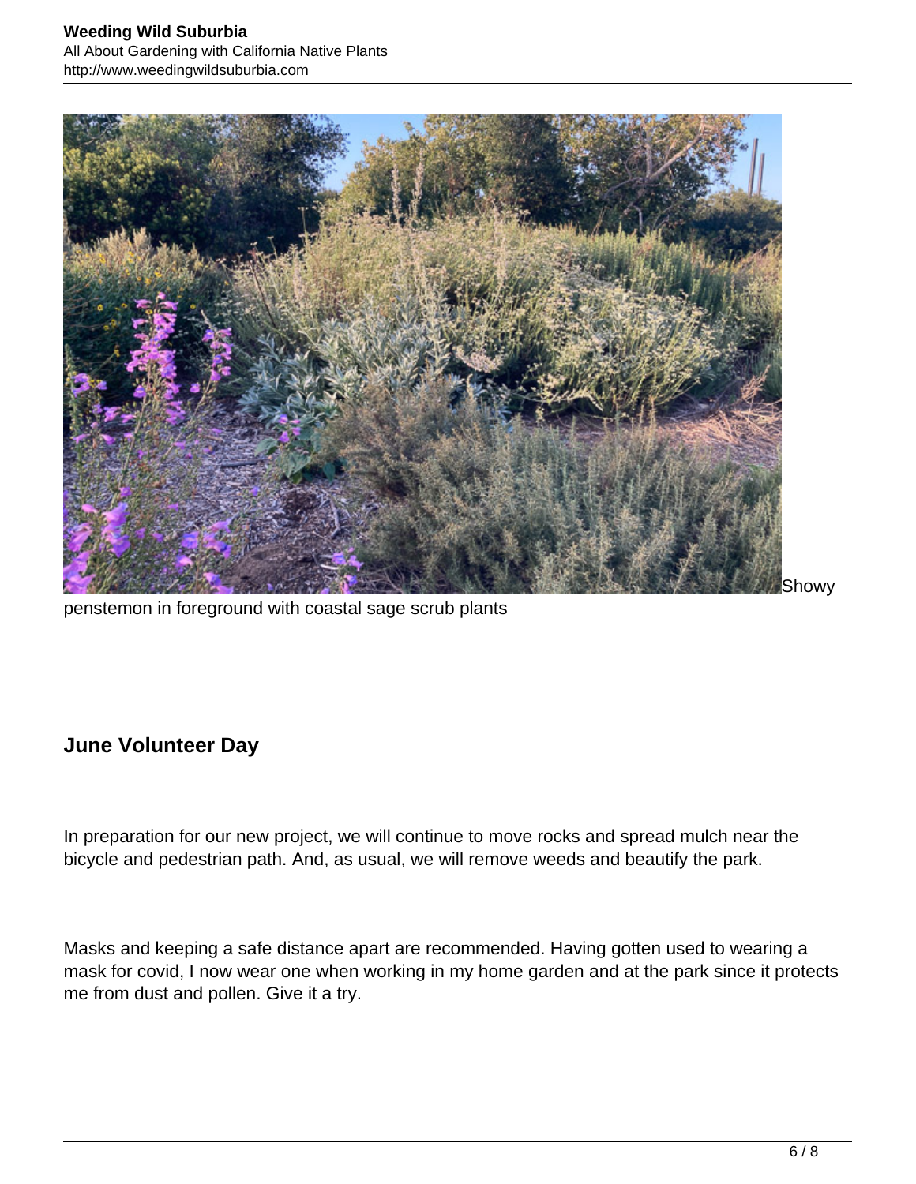Showy penstemon in foreground with coastal sage scrub plants

## June Volunteer Day

In preparation for our new project, we will continue to move rocks and spread mulch near the bicycle and pedestrian path. And, as usual, we will remove weeds and beautify the park.

Masks and keeping a safe distance apart are recommended. Having gotten used to wearing a mask for covid, I now wear one when working in my home garden and at the park since it protects me from dust and pollen. Give it a try.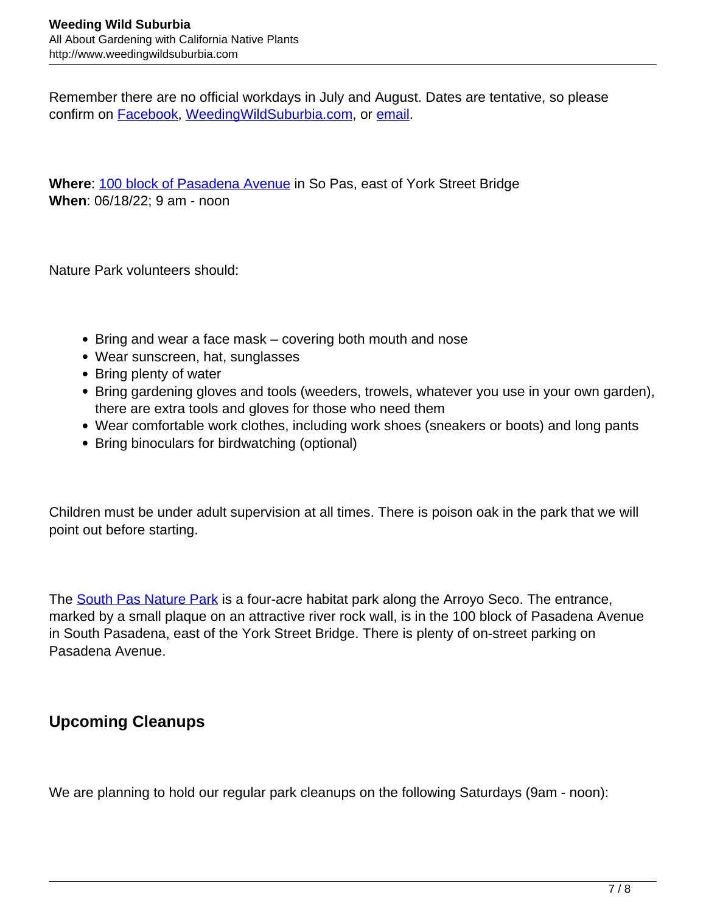Remember there are no official workdays in July and August. Dates are tentative, so please confirm on [Facebook](), [WeedingWildSuburbia.com](), or [email]().

**Where**: [100 block of Pasadena Avenue]() in So Pas, east of York Street Bridge
**When**: 06/18/22; 9 am - noon

Nature Park volunteers should:

- Bring and wear a face mask – covering both mouth and nose
- Wear sunscreen, hat, sunglasses
- Bring plenty of water
- Bring gardening gloves and tools (weeders, trowels, whatever you use in your own garden), there are extra tools and gloves for those who need them
- Wear comfortable work clothes, including work shoes (sneakers or boots) and long pants
- Bring binoculars for birdwatching (optional)

Children must be under adult supervision at all times. There is poison oak in the park that we will point out before starting.

The [South Pas Nature Park]() is a four-acre habitat park along the Arroyo Seco. The entrance, marked by a small plaque on an attractive river rock wall, is in the 100 block of Pasadena Avenue in South Pasadena, east of the York Street Bridge. There is plenty of on-street parking on Pasadena Avenue.

## Upcoming Cleanups

We are planning to hold our regular park cleanups on the following Saturdays (9am - noon):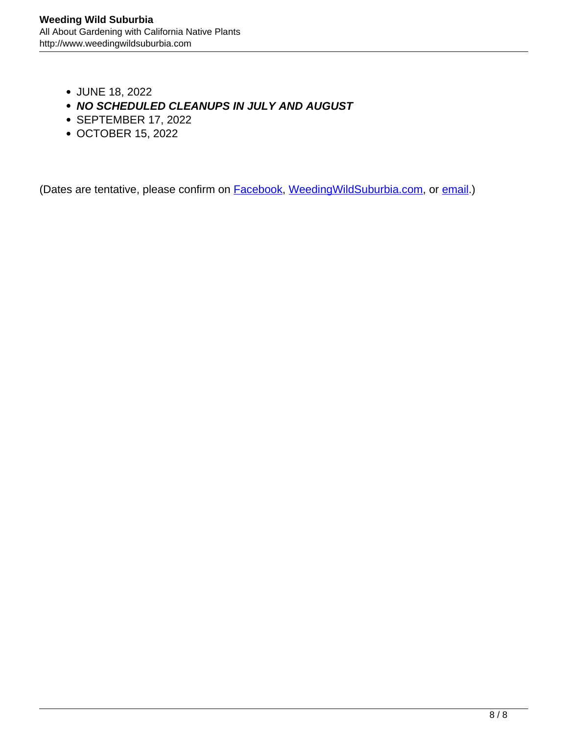- JUNE 18, 2022
- ***NO SCHEDULED CLEANUPS IN JULY AND AUGUST***
- SEPTEMBER 17, 2022
- OCTOBER 15, 2022

(Dates are tentative, please confirm on Facebook, WeedingWildSuburbia.com, or email.)